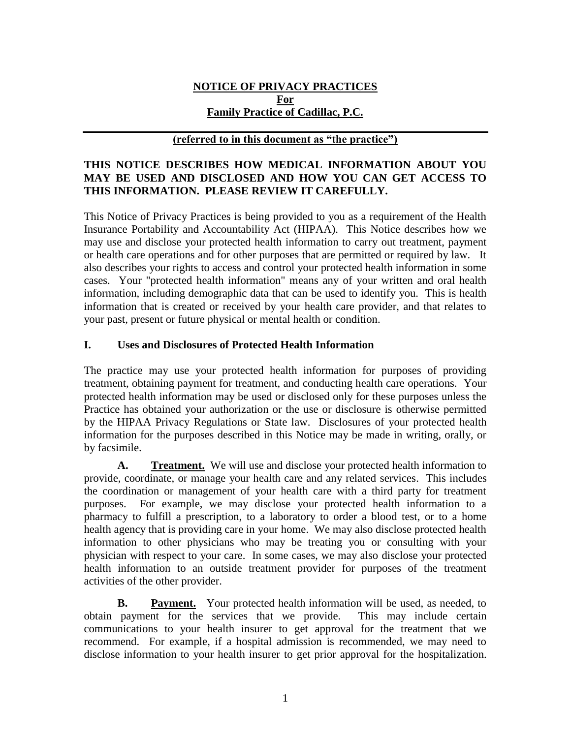# NOTICE OF PRIVACY PRACTICES
## For
## Family Practice of Cadillac, P.C.

**(referred to in this document as "the practice")**

**THIS NOTICE DESCRIBES HOW MEDICAL INFORMATION ABOUT YOU MAY BE USED AND DISCLOSED AND HOW YOU CAN GET ACCESS TO THIS INFORMATION. PLEASE REVIEW IT CAREFULLY.**

This Notice of Privacy Practices is being provided to you as a requirement of the Health Insurance Portability and Accountability Act (HIPAA). This Notice describes how we may use and disclose your protected health information to carry out treatment, payment or health care operations and for other purposes that are permitted or required by law. It also describes your rights to access and control your protected health information in some cases. Your "protected health information" means any of your written and oral health information, including demographic data that can be used to identify you. This is health information that is created or received by your health care provider, and that relates to your past, present or future physical or mental health or condition.

## I. Uses and Disclosures of Protected Health Information

The practice may use your protected health information for purposes of providing treatment, obtaining payment for treatment, and conducting health care operations. Your protected health information may be used or disclosed only for these purposes unless the Practice has obtained your authorization or the use or disclosure is otherwise permitted by the HIPAA Privacy Regulations or State law. Disclosures of your protected health information for the purposes described in this Notice may be made in writing, orally, or by facsimile.

**A. Treatment.** We will use and disclose your protected health information to provide, coordinate, or manage your health care and any related services. This includes the coordination or management of your health care with a third party for treatment purposes. For example, we may disclose your protected health information to a pharmacy to fulfill a prescription, to a laboratory to order a blood test, or to a home health agency that is providing care in your home. We may also disclose protected health information to other physicians who may be treating you or consulting with your physician with respect to your care. In some cases, we may also disclose your protected health information to an outside treatment provider for purposes of the treatment activities of the other provider.

**B. Payment.** Your protected health information will be used, as needed, to obtain payment for the services that we provide. This may include certain communications to your health insurer to get approval for the treatment that we recommend. For example, if a hospital admission is recommended, we may need to disclose information to your health insurer to get prior approval for the hospitalization.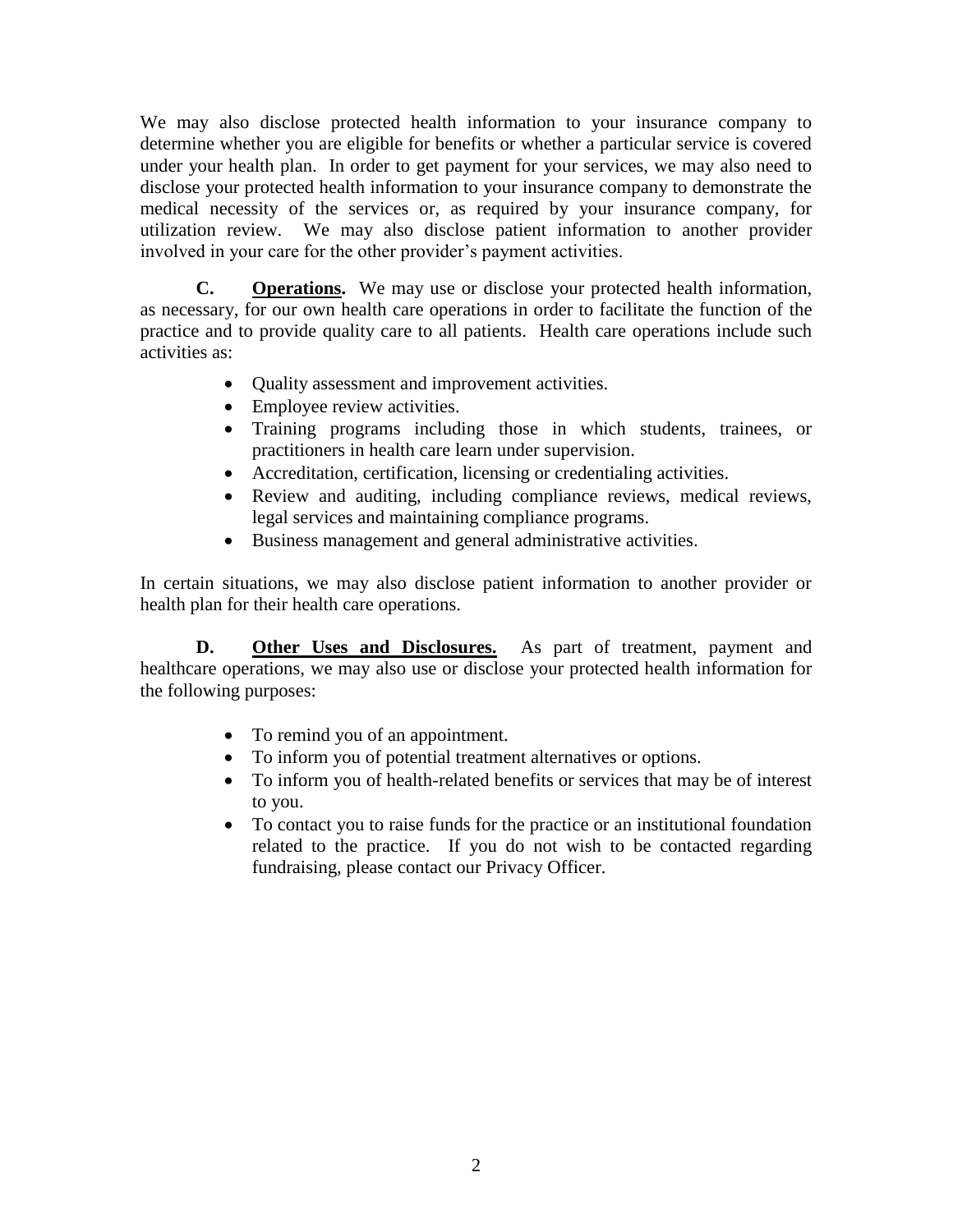We may also disclose protected health information to your insurance company to determine whether you are eligible for benefits or whether a particular service is covered under your health plan. In order to get payment for your services, we may also need to disclose your protected health information to your insurance company to demonstrate the medical necessity of the services or, as required by your insurance company, for utilization review. We may also disclose patient information to another provider involved in your care for the other provider's payment activities.

**C. Operations.** We may use or disclose your protected health information, as necessary, for our own health care operations in order to facilitate the function of the practice and to provide quality care to all patients. Health care operations include such activities as:

- Quality assessment and improvement activities.
- Employee review activities.
- Training programs including those in which students, trainees, or practitioners in health care learn under supervision.
- Accreditation, certification, licensing or credentialing activities.
- Review and auditing, including compliance reviews, medical reviews, legal services and maintaining compliance programs.
- Business management and general administrative activities.

In certain situations, we may also disclose patient information to another provider or health plan for their health care operations.

**D. Other Uses and Disclosures.** As part of treatment, payment and healthcare operations, we may also use or disclose your protected health information for the following purposes:

- To remind you of an appointment.
- To inform you of potential treatment alternatives or options.
- To inform you of health-related benefits or services that may be of interest to you.
- To contact you to raise funds for the practice or an institutional foundation related to the practice. If you do not wish to be contacted regarding fundraising, please contact our Privacy Officer.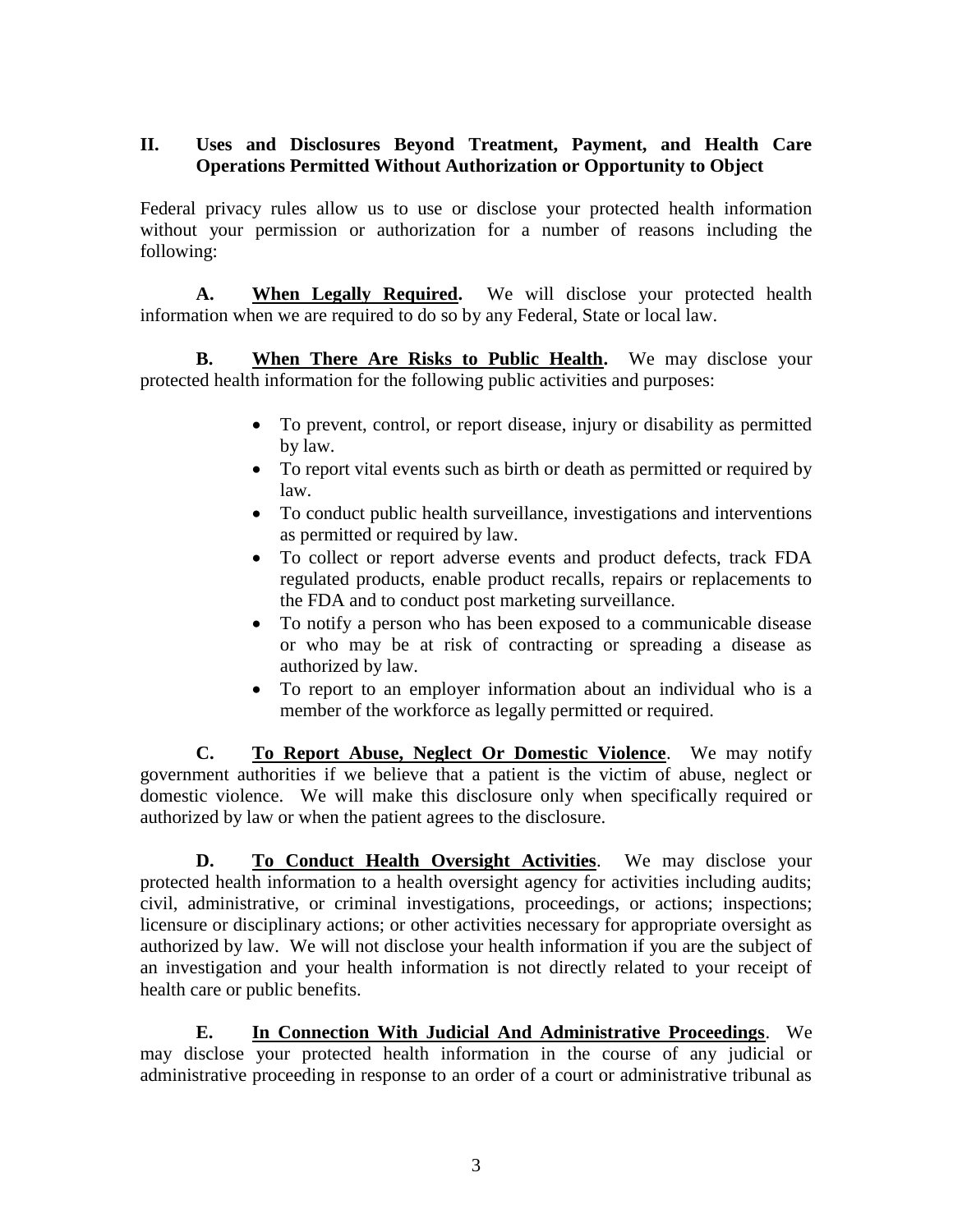## II. Uses and Disclosures Beyond Treatment, Payment, and Health Care Operations Permitted Without Authorization or Opportunity to Object

Federal privacy rules allow us to use or disclose your protected health information without your permission or authorization for a number of reasons including the following:

**A. When Legally Required.** We will disclose your protected health information when we are required to do so by any Federal, State or local law.

**B. When There Are Risks to Public Health.** We may disclose your protected health information for the following public activities and purposes:

- To prevent, control, or report disease, injury or disability as permitted by law.
- To report vital events such as birth or death as permitted or required by law.
- To conduct public health surveillance, investigations and interventions as permitted or required by law.
- To collect or report adverse events and product defects, track FDA regulated products, enable product recalls, repairs or replacements to the FDA and to conduct post marketing surveillance.
- To notify a person who has been exposed to a communicable disease or who may be at risk of contracting or spreading a disease as authorized by law.
- To report to an employer information about an individual who is a member of the workforce as legally permitted or required.

**C. To Report Abuse, Neglect Or Domestic Violence**. We may notify government authorities if we believe that a patient is the victim of abuse, neglect or domestic violence. We will make this disclosure only when specifically required or authorized by law or when the patient agrees to the disclosure.

**D. To Conduct Health Oversight Activities**. We may disclose your protected health information to a health oversight agency for activities including audits; civil, administrative, or criminal investigations, proceedings, or actions; inspections; licensure or disciplinary actions; or other activities necessary for appropriate oversight as authorized by law. We will not disclose your health information if you are the subject of an investigation and your health information is not directly related to your receipt of health care or public benefits.

**E. In Connection With Judicial And Administrative Proceedings**. We may disclose your protected health information in the course of any judicial or administrative proceeding in response to an order of a court or administrative tribunal as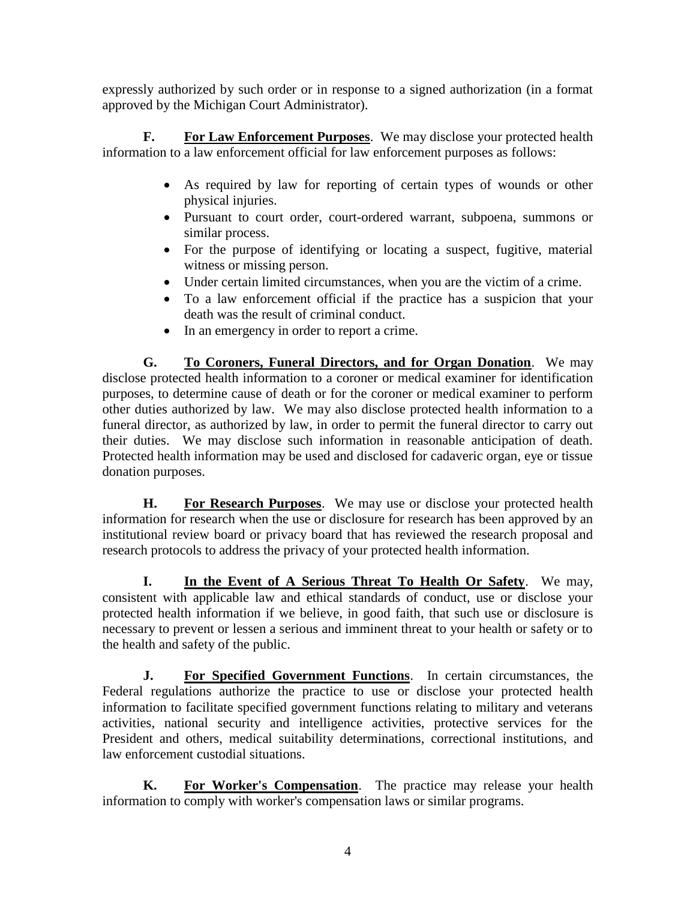expressly authorized by such order or in response to a signed authorization (in a format approved by the Michigan Court Administrator).

**F. <u>For Law Enforcement Purposes</u>**. We may disclose your protected health information to a law enforcement official for law enforcement purposes as follows:

- As required by law for reporting of certain types of wounds or other physical injuries.
- Pursuant to court order, court-ordered warrant, subpoena, summons or similar process.
- For the purpose of identifying or locating a suspect, fugitive, material witness or missing person.
- Under certain limited circumstances, when you are the victim of a crime.
- To a law enforcement official if the practice has a suspicion that your death was the result of criminal conduct.
- In an emergency in order to report a crime.

**G. <u>To Coroners, Funeral Directors, and for Organ Donation</u>**. We may disclose protected health information to a coroner or medical examiner for identification purposes, to determine cause of death or for the coroner or medical examiner to perform other duties authorized by law. We may also disclose protected health information to a funeral director, as authorized by law, in order to permit the funeral director to carry out their duties. We may disclose such information in reasonable anticipation of death. Protected health information may be used and disclosed for cadaveric organ, eye or tissue donation purposes.

**H. <u>For Research Purposes</u>**. We may use or disclose your protected health information for research when the use or disclosure for research has been approved by an institutional review board or privacy board that has reviewed the research proposal and research protocols to address the privacy of your protected health information.

**I. <u>In the Event of A Serious Threat To Health Or Safety</u>**. We may, consistent with applicable law and ethical standards of conduct, use or disclose your protected health information if we believe, in good faith, that such use or disclosure is necessary to prevent or lessen a serious and imminent threat to your health or safety or to the health and safety of the public.

**J. <u>For Specified Government Functions</u>**. In certain circumstances, the Federal regulations authorize the practice to use or disclose your protected health information to facilitate specified government functions relating to military and veterans activities, national security and intelligence activities, protective services for the President and others, medical suitability determinations, correctional institutions, and law enforcement custodial situations.

**K. <u>For Worker's Compensation</u>**. The practice may release your health information to comply with worker's compensation laws or similar programs.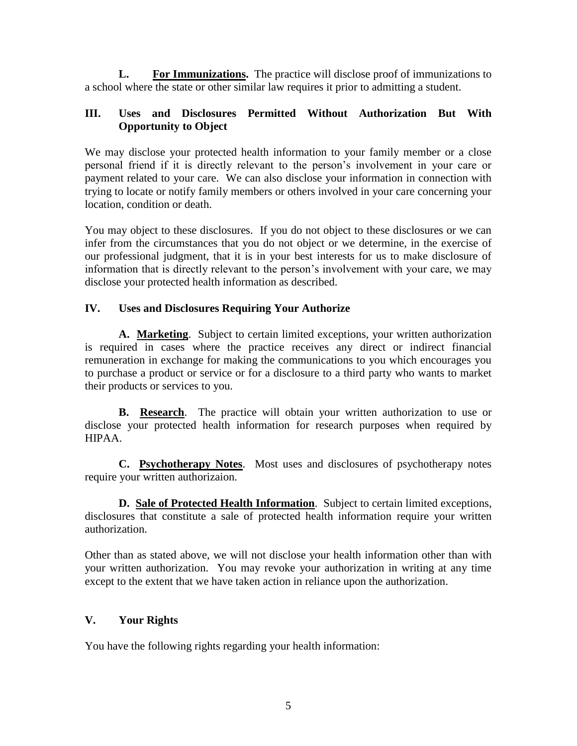**L. <u>For Immunizations</u>.** The practice will disclose proof of immunizations to a school where the state or other similar law requires it prior to admitting a student.

## III. Uses and Disclosures Permitted Without Authorization But With Opportunity to Object

We may disclose your protected health information to your family member or a close personal friend if it is directly relevant to the person's involvement in your care or payment related to your care. We can also disclose your information in connection with trying to locate or notify family members or others involved in your care concerning your location, condition or death.

You may object to these disclosures. If you do not object to these disclosures or we can infer from the circumstances that you do not object or we determine, in the exercise of our professional judgment, that it is in your best interests for us to make disclosure of information that is directly relevant to the person's involvement with your care, we may disclose your protected health information as described.

## IV. Uses and Disclosures Requiring Your Authorize

**A. <u>Marketing</u>**. Subject to certain limited exceptions, your written authorization is required in cases where the practice receives any direct or indirect financial remuneration in exchange for making the communications to you which encourages you to purchase a product or service or for a disclosure to a third party who wants to market their products or services to you.

**B. <u>Research</u>**. The practice will obtain your written authorization to use or disclose your protected health information for research purposes when required by HIPAA.

**C. <u>Psychotherapy Notes</u>**. Most uses and disclosures of psychotherapy notes require your written authorizaion.

**D. <u>Sale of Protected Health Information</u>**. Subject to certain limited exceptions, disclosures that constitute a sale of protected health information require your written authorization.

Other than as stated above, we will not disclose your health information other than with your written authorization. You may revoke your authorization in writing at any time except to the extent that we have taken action in reliance upon the authorization.

## V. Your Rights

You have the following rights regarding your health information: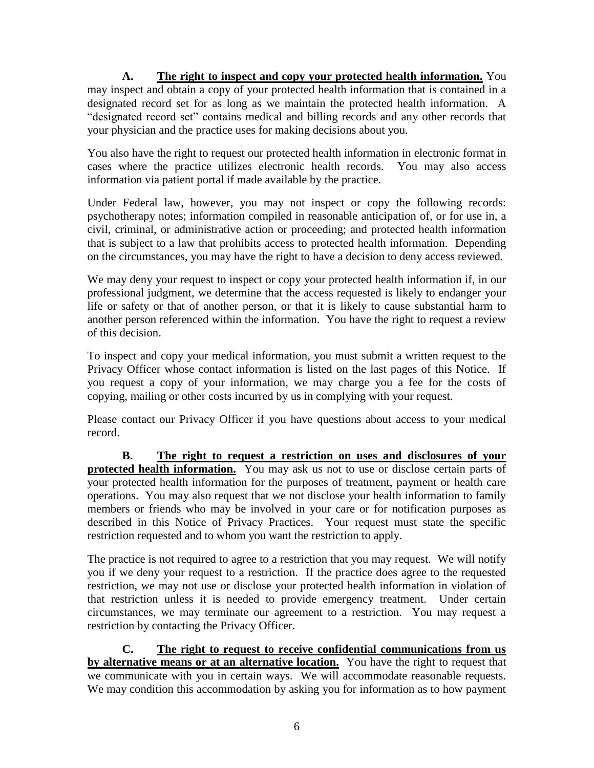**A. <u>The right to inspect and copy your protected health information.</u>** You may inspect and obtain a copy of your protected health information that is contained in a designated record set for as long as we maintain the protected health information. A "designated record set" contains medical and billing records and any other records that your physician and the practice uses for making decisions about you.

You also have the right to request our protected health information in electronic format in cases where the practice utilizes electronic health records. You may also access information via patient portal if made available by the practice.

Under Federal law, however, you may not inspect or copy the following records: psychotherapy notes; information compiled in reasonable anticipation of, or for use in, a civil, criminal, or administrative action or proceeding; and protected health information that is subject to a law that prohibits access to protected health information. Depending on the circumstances, you may have the right to have a decision to deny access reviewed.

We may deny your request to inspect or copy your protected health information if, in our professional judgment, we determine that the access requested is likely to endanger your life or safety or that of another person, or that it is likely to cause substantial harm to another person referenced within the information. You have the right to request a review of this decision.

To inspect and copy your medical information, you must submit a written request to the Privacy Officer whose contact information is listed on the last pages of this Notice. If you request a copy of your information, we may charge you a fee for the costs of copying, mailing or other costs incurred by us in complying with your request.

Please contact our Privacy Officer if you have questions about access to your medical record.

**B. <u>The right to request a restriction on uses and disclosures of your protected health information.</u>** You may ask us not to use or disclose certain parts of your protected health information for the purposes of treatment, payment or health care operations. You may also request that we not disclose your health information to family members or friends who may be involved in your care or for notification purposes as described in this Notice of Privacy Practices. Your request must state the specific restriction requested and to whom you want the restriction to apply.

The practice is not required to agree to a restriction that you may request. We will notify you if we deny your request to a restriction. If the practice does agree to the requested restriction, we may not use or disclose your protected health information in violation of that restriction unless it is needed to provide emergency treatment. Under certain circumstances, we may terminate our agreement to a restriction. You may request a restriction by contacting the Privacy Officer.

**C. <u>The right to request to receive confidential communications from us by alternative means or at an alternative location.</u>** You have the right to request that we communicate with you in certain ways. We will accommodate reasonable requests. We may condition this accommodation by asking you for information as to how payment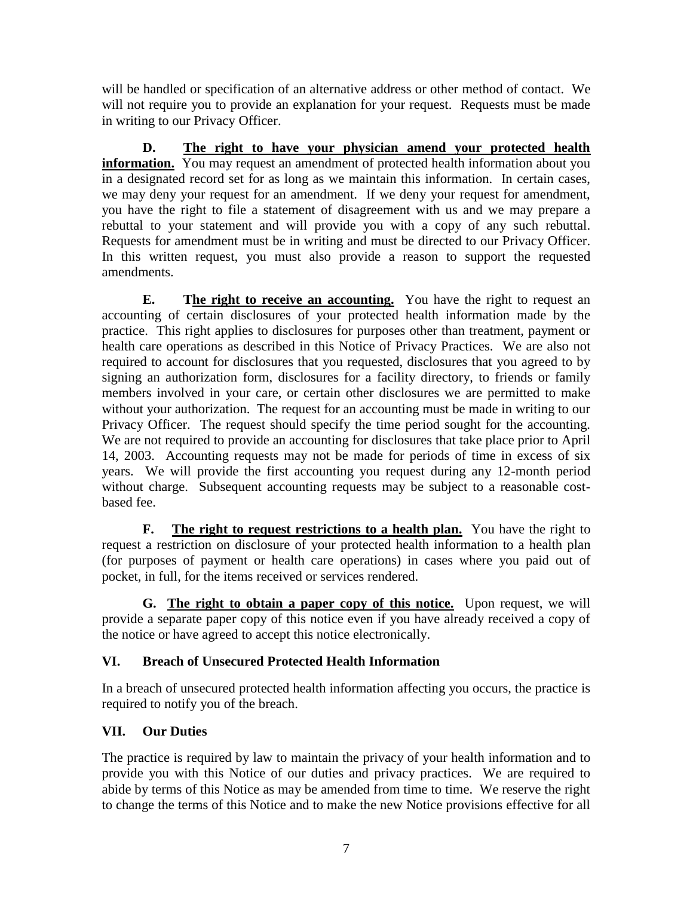will be handled or specification of an alternative address or other method of contact. We will not require you to provide an explanation for your request. Requests must be made in writing to our Privacy Officer.

**D. The right to have your physician amend your protected health information.** You may request an amendment of protected health information about you in a designated record set for as long as we maintain this information. In certain cases, we may deny your request for an amendment. If we deny your request for amendment, you have the right to file a statement of disagreement with us and we may prepare a rebuttal to your statement and will provide you with a copy of any such rebuttal. Requests for amendment must be in writing and must be directed to our Privacy Officer. In this written request, you must also provide a reason to support the requested amendments.

**E. The right to receive an accounting.** You have the right to request an accounting of certain disclosures of your protected health information made by the practice. This right applies to disclosures for purposes other than treatment, payment or health care operations as described in this Notice of Privacy Practices. We are also not required to account for disclosures that you requested, disclosures that you agreed to by signing an authorization form, disclosures for a facility directory, to friends or family members involved in your care, or certain other disclosures we are permitted to make without your authorization. The request for an accounting must be made in writing to our Privacy Officer. The request should specify the time period sought for the accounting. We are not required to provide an accounting for disclosures that take place prior to April 14, 2003. Accounting requests may not be made for periods of time in excess of six years. We will provide the first accounting you request during any 12-month period without charge. Subsequent accounting requests may be subject to a reasonable cost-based fee.

**F. The right to request restrictions to a health plan.** You have the right to request a restriction on disclosure of your protected health information to a health plan (for purposes of payment or health care operations) in cases where you paid out of pocket, in full, for the items received or services rendered.

**G. The right to obtain a paper copy of this notice.** Upon request, we will provide a separate paper copy of this notice even if you have already received a copy of the notice or have agreed to accept this notice electronically.

## VI. Breach of Unsecured Protected Health Information

In a breach of unsecured protected health information affecting you occurs, the practice is required to notify you of the breach.

## VII. Our Duties

The practice is required by law to maintain the privacy of your health information and to provide you with this Notice of our duties and privacy practices. We are required to abide by terms of this Notice as may be amended from time to time. We reserve the right to change the terms of this Notice and to make the new Notice provisions effective for all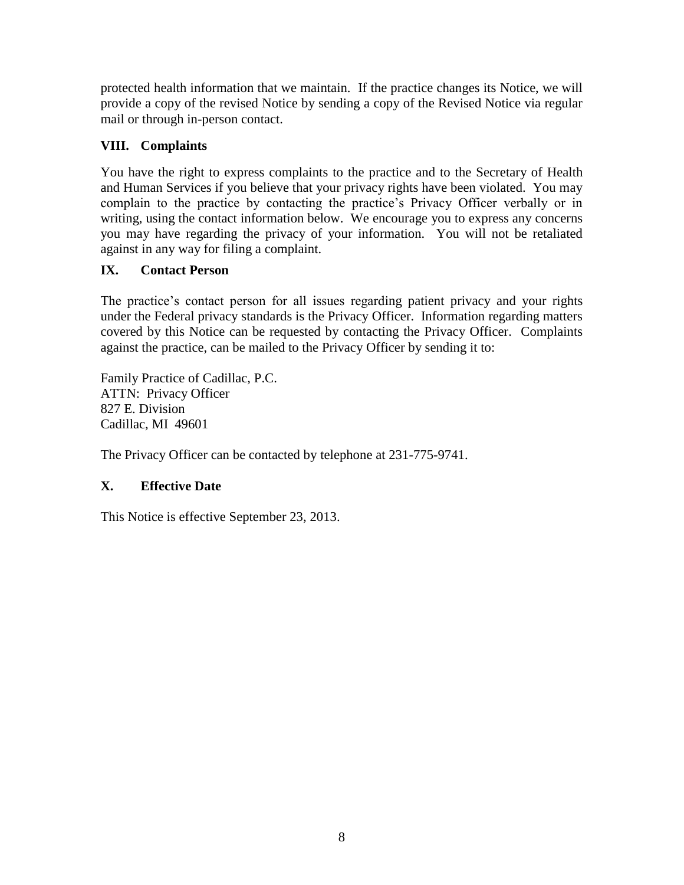protected health information that we maintain. If the practice changes its Notice, we will provide a copy of the revised Notice by sending a copy of the Revised Notice via regular mail or through in-person contact.

## VIII. Complaints

You have the right to express complaints to the practice and to the Secretary of Health and Human Services if you believe that your privacy rights have been violated. You may complain to the practice by contacting the practice's Privacy Officer verbally or in writing, using the contact information below. We encourage you to express any concerns you may have regarding the privacy of your information. You will not be retaliated against in any way for filing a complaint.

## IX. Contact Person

The practice's contact person for all issues regarding patient privacy and your rights under the Federal privacy standards is the Privacy Officer. Information regarding matters covered by this Notice can be requested by contacting the Privacy Officer. Complaints against the practice, can be mailed to the Privacy Officer by sending it to:

Family Practice of Cadillac, P.C.
ATTN: Privacy Officer
827 E. Division
Cadillac, MI 49601

The Privacy Officer can be contacted by telephone at 231-775-9741.

## X. Effective Date

This Notice is effective September 23, 2013.